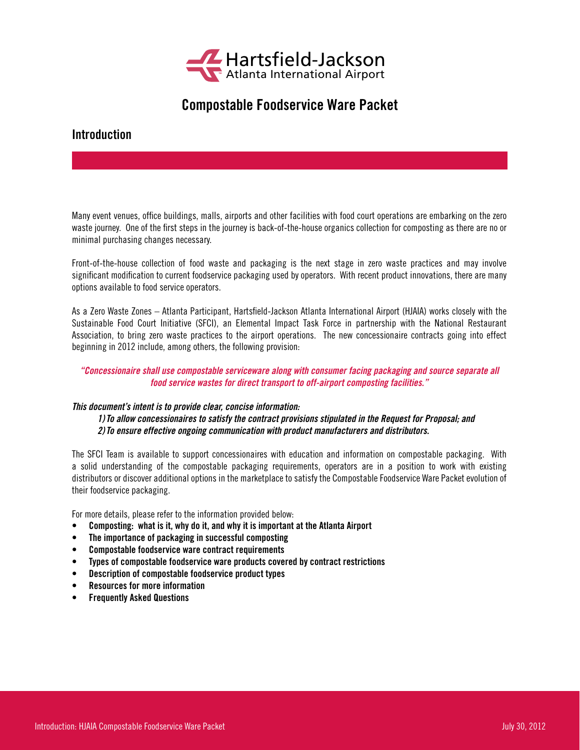Hartsfield-Jackson Atlanta International Airport

# Compostable Foodservice Ware Packet

## Introduction

Many event venues, office buildings, malls, airports and other facilities with food court operations are embarking on the zero waste journey. One of the first steps in the journey is back-of-the-house organics collection for composting as there are no or minimal purchasing changes necessary.

Front-of-the-house collection of food waste and packaging is the next stage in zero waste practices and may involve significant modification to current foodservice packaging used by operators. With recent product innovations, there are many options available to food service operators.

As a Zero Waste Zones – Atlanta Participant, Hartsfield-Jackson Atlanta International Airport (HJAIA) works closely with the Sustainable Food Court Initiative (SFCI), an Elemental Impact Task Force in partnership with the National Restaurant Association, to bring zero waste practices to the airport operations. The new concessionaire contracts going into effect beginning in 2012 include, among others, the following provision:

***"Concessionaire shall use compostable serviceware along with consumer facing packaging and source separate all food service wastes for direct transport to off-airport composting facilities."***

***This document's intent is to provide clear, concise information:***

1) ***To allow concessionaires to satisfy the contract provisions stipulated in the Request for Proposal; and***
2) ***To ensure effective ongoing communication with product manufacturers and distributors.***

The SFCI Team is available to support concessionaires with education and information on compostable packaging. With a solid understanding of the compostable packaging requirements, operators are in a position to work with existing distributors or discover additional options in the marketplace to satisfy the Compostable Foodservice Ware Packet evolution of their foodservice packaging.

For more details, please refer to the information provided below:

- **Composting: what is it, why do it, and why it is important at the Atlanta Airport**
- **The importance of packaging in successful composting**
- **Compostable foodservice ware contract requirements**
- **Types of compostable foodservice ware products covered by contract restrictions**
- **Description of compostable foodservice product types**
- **Resources for more information**
- **Frequently Asked Questions**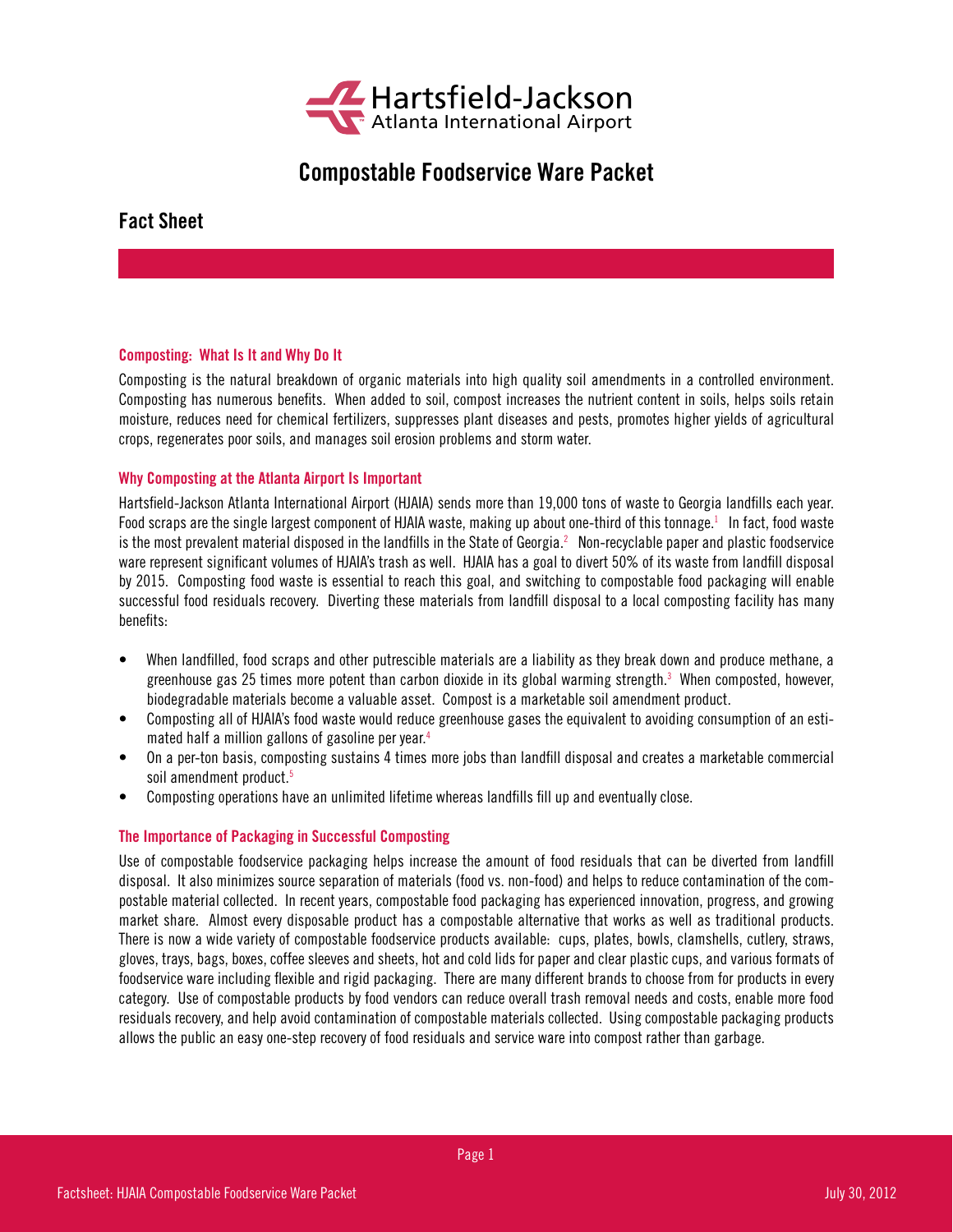# Compostable Foodservice Ware Packet

## Fact Sheet

### Composting: What Is It and Why Do It

Composting is the natural breakdown of organic materials into high quality soil amendments in a controlled environment. Composting has numerous benefits. When added to soil, compost increases the nutrient content in soils, helps soils retain moisture, reduces need for chemical fertilizers, suppresses plant diseases and pests, promotes higher yields of agricultural crops, regenerates poor soils, and manages soil erosion problems and storm water.

### Why Composting at the Atlanta Airport Is Important

Hartsfield-Jackson Atlanta International Airport (HJAIA) sends more than 19,000 tons of waste to Georgia landfills each year. Food scraps are the single largest component of HJAIA waste, making up about one-third of this tonnage.[1] In fact, food waste is the most prevalent material disposed in the landfills in the State of Georgia.[2] Non-recyclable paper and plastic foodservice ware represent significant volumes of HJAIA's trash as well. HJAIA has a goal to divert 50% of its waste from landfill disposal by 2015. Composting food waste is essential to reach this goal, and switching to compostable food packaging will enable successful food residuals recovery. Diverting these materials from landfill disposal to a local composting facility has many benefits:

- When landfilled, food scraps and other putrescible materials are a liability as they break down and produce methane, a greenhouse gas 25 times more potent than carbon dioxide in its global warming strength.[3] When composted, however, biodegradable materials become a valuable asset. Compost is a marketable soil amendment product.
- Composting all of HJAIA's food waste would reduce greenhouse gases the equivalent to avoiding consumption of an estimated half a million gallons of gasoline per year.[4]
- On a per-ton basis, composting sustains 4 times more jobs than landfill disposal and creates a marketable commercial soil amendment product.[5]
- Composting operations have an unlimited lifetime whereas landfills fill up and eventually close.

### The Importance of Packaging in Successful Composting

Use of compostable foodservice packaging helps increase the amount of food residuals that can be diverted from landfill disposal. It also minimizes source separation of materials (food vs. non-food) and helps to reduce contamination of the compostable material collected. In recent years, compostable food packaging has experienced innovation, progress, and growing market share. Almost every disposable product has a compostable alternative that works as well as traditional products. There is now a wide variety of compostable foodservice products available: cups, plates, bowls, clamshells, cutlery, straws, gloves, trays, bags, boxes, coffee sleeves and sheets, hot and cold lids for paper and clear plastic cups, and various formats of foodservice ware including flexible and rigid packaging. There are many different brands to choose from for products in every category. Use of compostable products by food vendors can reduce overall trash removal needs and costs, enable more food residuals recovery, and help avoid contamination of compostable materials collected. Using compostable packaging products allows the public an easy one-step recovery of food residuals and service ware into compost rather than garbage.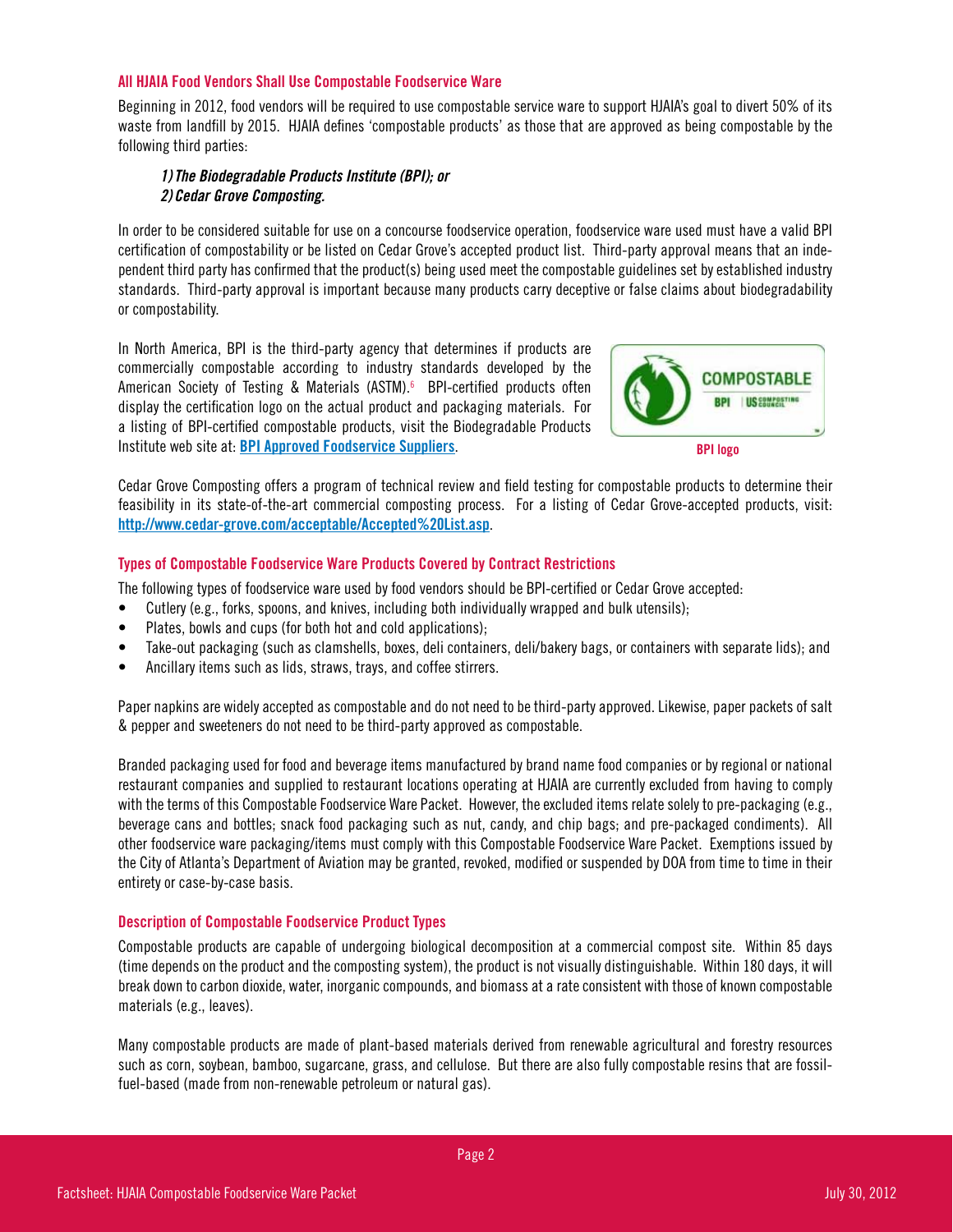### All HJAIA Food Vendors Shall Use Compostable Foodservice Ware

Beginning in 2012, food vendors will be required to use compostable service ware to support HJAIA's goal to divert 50% of its waste from landfill by 2015. HJAIA defines 'compostable products' as those that are approved as being compostable by the following third parties:

> ***1) The Biodegradable Products Institute (BPI); or***
> ***2) Cedar Grove Composting.***

In order to be considered suitable for use on a concourse foodservice operation, foodservice ware used must have a valid BPI certification of compostability or be listed on Cedar Grove's accepted product list. Third-party approval means that an independent third party has confirmed that the product(s) being used meet the compostable guidelines set by established industry standards. Third-party approval is important because many products carry deceptive or false claims about biodegradability or compostability.

In North America, BPI is the third-party agency that determines if products are commercially compostable according to industry standards developed by the American Society of Testing & Materials (ASTM).[6] BPI-certified products often display the certification logo on the actual product and packaging materials. For a listing of BPI-certified compostable products, visit the Biodegradable Products Institute web site at: **BPI Approved Foodservice Suppliers**.

BPI logo

Cedar Grove Composting offers a program of technical review and field testing for compostable products to determine their feasibility in its state-of-the-art commercial composting process. For a listing of Cedar Grove-accepted products, visit: http://www.cedar-grove.com/acceptable/Accepted%20List.asp.

### Types of Compostable Foodservice Ware Products Covered by Contract Restrictions

The following types of foodservice ware used by food vendors should be BPI-certified or Cedar Grove accepted:

- Cutlery (e.g., forks, spoons, and knives, including both individually wrapped and bulk utensils);
- Plates, bowls and cups (for both hot and cold applications);
- Take-out packaging (such as clamshells, boxes, deli containers, deli/bakery bags, or containers with separate lids); and
- Ancillary items such as lids, straws, trays, and coffee stirrers.

Paper napkins are widely accepted as compostable and do not need to be third-party approved. Likewise, paper packets of salt & pepper and sweeteners do not need to be third-party approved as compostable.

Branded packaging used for food and beverage items manufactured by brand name food companies or by regional or national restaurant companies and supplied to restaurant locations operating at HJAIA are currently excluded from having to comply with the terms of this Compostable Foodservice Ware Packet. However, the excluded items relate solely to pre-packaging (e.g., beverage cans and bottles; snack food packaging such as nut, candy, and chip bags; and pre-packaged condiments). All other foodservice ware packaging/items must comply with this Compostable Foodservice Ware Packet. Exemptions issued by the City of Atlanta's Department of Aviation may be granted, revoked, modified or suspended by DOA from time to time in their entirety or case-by-case basis.

### Description of Compostable Foodservice Product Types

Compostable products are capable of undergoing biological decomposition at a commercial compost site. Within 85 days (time depends on the product and the composting system), the product is not visually distinguishable. Within 180 days, it will break down to carbon dioxide, water, inorganic compounds, and biomass at a rate consistent with those of known compostable materials (e.g., leaves).

Many compostable products are made of plant-based materials derived from renewable agricultural and forestry resources such as corn, soybean, bamboo, sugarcane, grass, and cellulose. But there are also fully compostable resins that are fossil-fuel-based (made from non-renewable petroleum or natural gas).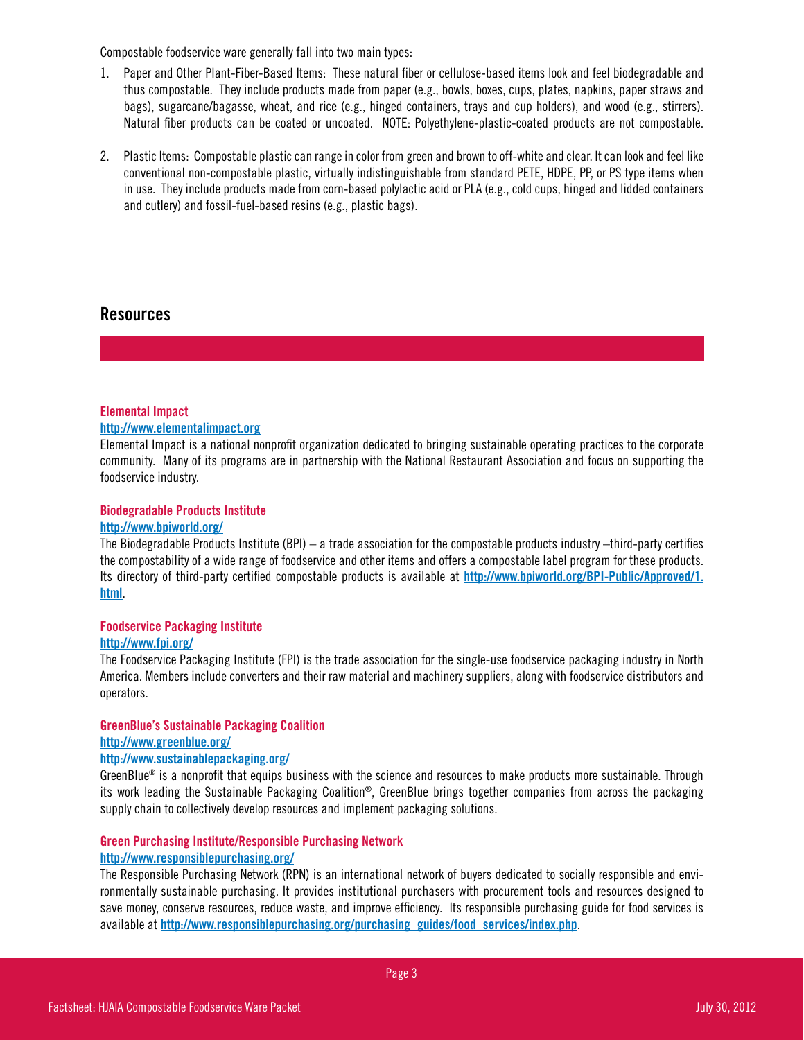Compostable foodservice ware generally fall into two main types:

1. Paper and Other Plant-Fiber-Based Items: These natural fiber or cellulose-based items look and feel biodegradable and thus compostable. They include products made from paper (e.g., bowls, boxes, cups, plates, napkins, paper straws and bags), sugarcane/bagasse, wheat, and rice (e.g., hinged containers, trays and cup holders), and wood (e.g., stirrers). Natural fiber products can be coated or uncoated. NOTE: Polyethylene-plastic-coated products are not compostable.

2. Plastic Items: Compostable plastic can range in color from green and brown to off-white and clear. It can look and feel like conventional non-compostable plastic, virtually indistinguishable from standard PETE, HDPE, PP, or PS type items when in use. They include products made from corn-based polylactic acid or PLA (e.g., cold cups, hinged and lidded containers and cutlery) and fossil-fuel-based resins (e.g., plastic bags).

## Resources

### Elemental Impact

http://www.elementalimpact.org

Elemental Impact is a national nonprofit organization dedicated to bringing sustainable operating practices to the corporate community. Many of its programs are in partnership with the National Restaurant Association and focus on supporting the foodservice industry.

### Biodegradable Products Institute

http://www.bpiworld.org/

The Biodegradable Products Institute (BPI) – a trade association for the compostable products industry –third-party certifies the compostability of a wide range of foodservice and other items and offers a compostable label program for these products. Its directory of third-party certified compostable products is available at http://www.bpiworld.org/BPI-Public/Approved/1.html.

### Foodservice Packaging Institute

http://www.fpi.org/

The Foodservice Packaging Institute (FPI) is the trade association for the single-use foodservice packaging industry in North America. Members include converters and their raw material and machinery suppliers, along with foodservice distributors and operators.

### GreenBlue's Sustainable Packaging Coalition

http://www.greenblue.org/

http://www.sustainablepackaging.org/

GreenBlue® is a nonprofit that equips business with the science and resources to make products more sustainable. Through its work leading the Sustainable Packaging Coalition®, GreenBlue brings together companies from across the packaging supply chain to collectively develop resources and implement packaging solutions.

### Green Purchasing Institute/Responsible Purchasing Network

http://www.responsiblepurchasing.org/

The Responsible Purchasing Network (RPN) is an international network of buyers dedicated to socially responsible and environmentally sustainable purchasing. It provides institutional purchasers with procurement tools and resources designed to save money, conserve resources, reduce waste, and improve efficiency. Its responsible purchasing guide for food services is available at http://www.responsiblepurchasing.org/purchasing_guides/food_services/index.php.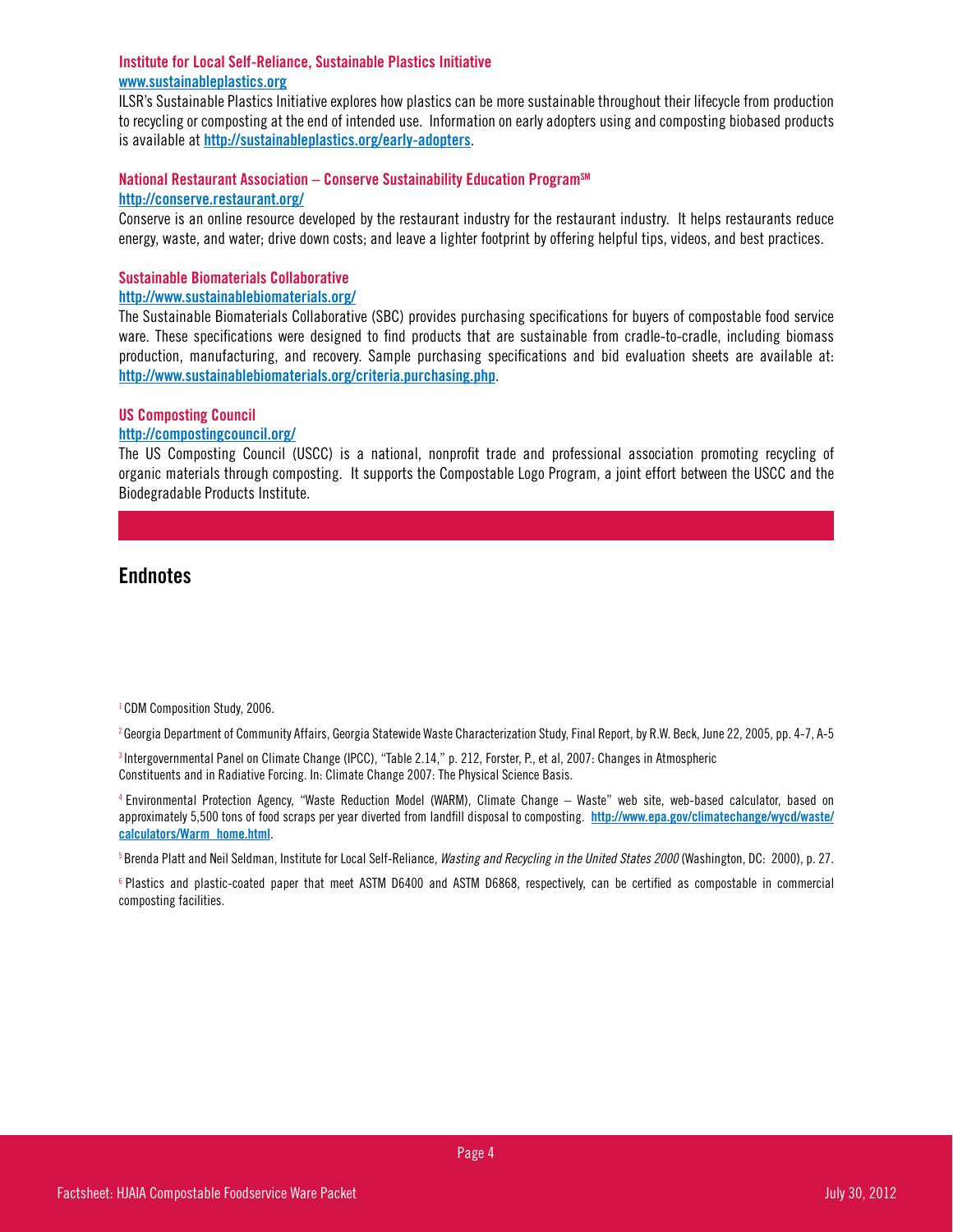### Institute for Local Self-Reliance, Sustainable Plastics Initiative

[www.sustainableplastics.org](www.sustainableplastics.org)

ILSR's Sustainable Plastics Initiative explores how plastics can be more sustainable throughout their lifecycle from production to recycling or composting at the end of intended use. Information on early adopters using and composting biobased products is available at [http://sustainableplastics.org/early-adopters](http://sustainableplastics.org/early-adopters).

### National Restaurant Association – Conserve Sustainability Education Program℠

[http://conserve.restaurant.org/](http://conserve.restaurant.org/)

Conserve is an online resource developed by the restaurant industry for the restaurant industry. It helps restaurants reduce energy, waste, and water; drive down costs; and leave a lighter footprint by offering helpful tips, videos, and best practices.

### Sustainable Biomaterials Collaborative

[http://www.sustainablebiomaterials.org/](http://www.sustainablebiomaterials.org/)

The Sustainable Biomaterials Collaborative (SBC) provides purchasing specifications for buyers of compostable food service ware. These specifications were designed to find products that are sustainable from cradle-to-cradle, including biomass production, manufacturing, and recovery. Sample purchasing specifications and bid evaluation sheets are available at: [http://www.sustainablebiomaterials.org/criteria.purchasing.php](http://www.sustainablebiomaterials.org/criteria.purchasing.php).

### US Composting Council

[http://compostingcouncil.org/](http://compostingcouncil.org/)

The US Composting Council (USCC) is a national, nonprofit trade and professional association promoting recycling of organic materials through composting. It supports the Compostable Logo Program, a joint effort between the USCC and the Biodegradable Products Institute.

## Endnotes

[1] CDM Composition Study, 2006.

[2] Georgia Department of Community Affairs, Georgia Statewide Waste Characterization Study, Final Report, by R.W. Beck, June 22, 2005, pp. 4-7, A-5

[3] Intergovernmental Panel on Climate Change (IPCC), "Table 2.14," p. 212, Forster, P., et al, 2007: Changes in Atmospheric Constituents and in Radiative Forcing. In: Climate Change 2007: The Physical Science Basis.

[4] Environmental Protection Agency, "Waste Reduction Model (WARM), Climate Change – Waste" web site, web-based calculator, based on approximately 5,500 tons of food scraps per year diverted from landfill disposal to composting. [http://www.epa.gov/climatechange/wycd/waste/calculators/Warm_home.html](http://www.epa.gov/climatechange/wycd/waste/calculators/Warm_home.html).

[5] Brenda Platt and Neil Seldman, Institute for Local Self-Reliance, *Wasting and Recycling in the United States 2000* (Washington, DC: 2000), p. 27.

[6] Plastics and plastic-coated paper that meet ASTM D6400 and ASTM D6868, respectively, can be certified as compostable in commercial composting facilities.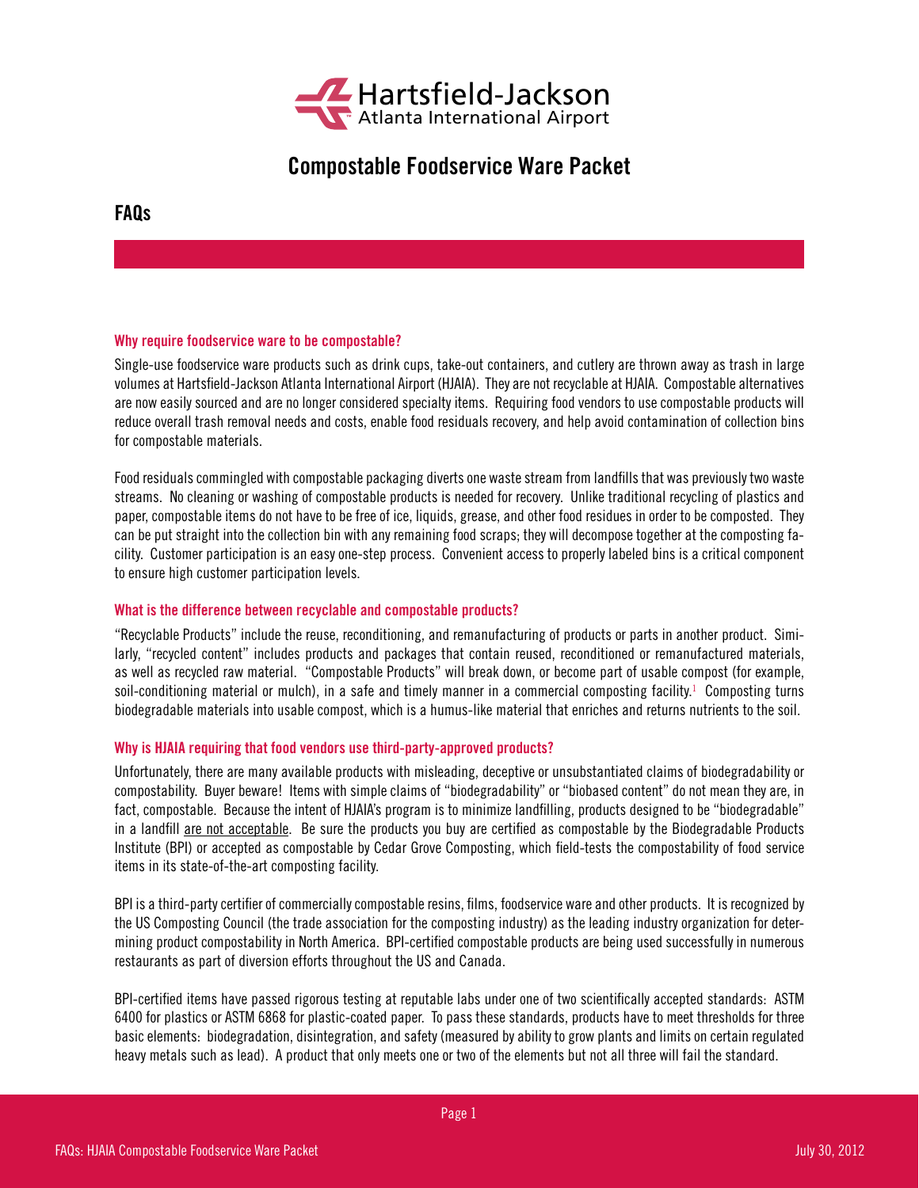# Compostable Foodservice Ware Packet

## FAQs

### Why require foodservice ware to be compostable?

Single-use foodservice ware products such as drink cups, take-out containers, and cutlery are thrown away as trash in large volumes at Hartsfield-Jackson Atlanta International Airport (HJAIA). They are not recyclable at HJAIA. Compostable alternatives are now easily sourced and are no longer considered specialty items. Requiring food vendors to use compostable products will reduce overall trash removal needs and costs, enable food residuals recovery, and help avoid contamination of collection bins for compostable materials.

Food residuals commingled with compostable packaging diverts one waste stream from landfills that was previously two waste streams. No cleaning or washing of compostable products is needed for recovery. Unlike traditional recycling of plastics and paper, compostable items do not have to be free of ice, liquids, grease, and other food residues in order to be composted. They can be put straight into the collection bin with any remaining food scraps; they will decompose together at the composting facility. Customer participation is an easy one-step process. Convenient access to properly labeled bins is a critical component to ensure high customer participation levels.

### What is the difference between recyclable and compostable products?

"Recyclable Products" include the reuse, reconditioning, and remanufacturing of products or parts in another product. Similarly, "recycled content" includes products and packages that contain reused, reconditioned or remanufactured materials, as well as recycled raw material. "Compostable Products" will break down, or become part of usable compost (for example, soil-conditioning material or mulch), in a safe and timely manner in a commercial composting facility.[1] Composting turns biodegradable materials into usable compost, which is a humus-like material that enriches and returns nutrients to the soil.

### Why is HJAIA requiring that food vendors use third-party-approved products?

Unfortunately, there are many available products with misleading, deceptive or unsubstantiated claims of biodegradability or compostability. Buyer beware! Items with simple claims of "biodegradability" or "biobased content" do not mean they are, in fact, compostable. Because the intent of HJAIA's program is to minimize landfilling, products designed to be "biodegradable" in a landfill are not acceptable. Be sure the products you buy are certified as compostable by the Biodegradable Products Institute (BPI) or accepted as compostable by Cedar Grove Composting, which field-tests the compostability of food service items in its state-of-the-art composting facility.

BPI is a third-party certifier of commercially compostable resins, films, foodservice ware and other products. It is recognized by the US Composting Council (the trade association for the composting industry) as the leading industry organization for determining product compostability in North America. BPI-certified compostable products are being used successfully in numerous restaurants as part of diversion efforts throughout the US and Canada.

BPI-certified items have passed rigorous testing at reputable labs under one of two scientifically accepted standards: ASTM 6400 for plastics or ASTM 6868 for plastic-coated paper. To pass these standards, products have to meet thresholds for three basic elements: biodegradation, disintegration, and safety (measured by ability to grow plants and limits on certain regulated heavy metals such as lead). A product that only meets one or two of the elements but not all three will fail the standard.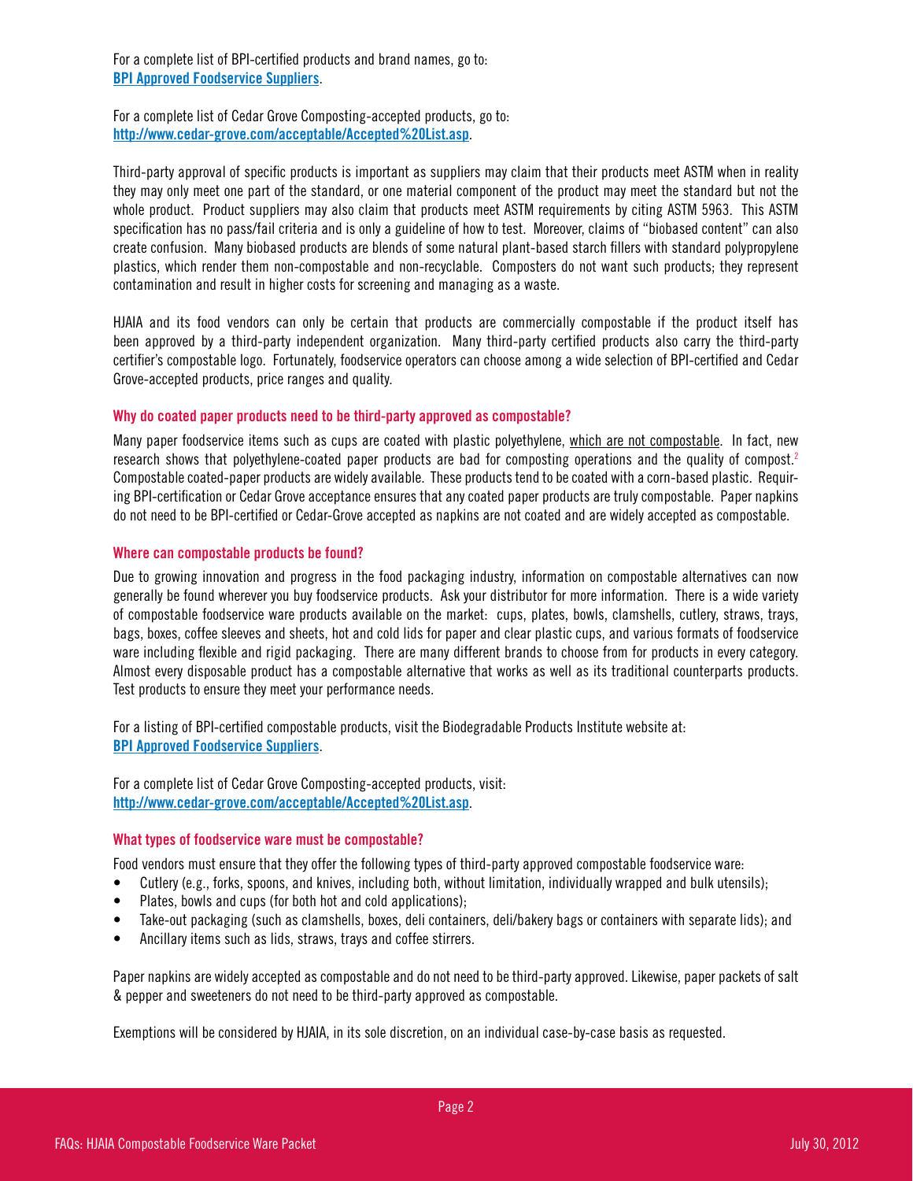For a complete list of BPI-certified products and brand names, go to:
[BPI Approved Foodservice Suppliers](#).

For a complete list of Cedar Grove Composting-accepted products, go to:
[http://www.cedar-grove.com/acceptable/Accepted%20List.asp](http://www.cedar-grove.com/acceptable/Accepted%20List.asp).

Third-party approval of specific products is important as suppliers may claim that their products meet ASTM when in reality they may only meet one part of the standard, or one material component of the product may meet the standard but not the whole product. Product suppliers may also claim that products meet ASTM requirements by citing ASTM 5963. This ASTM specification has no pass/fail criteria and is only a guideline of how to test. Moreover, claims of "biobased content" can also create confusion. Many biobased products are blends of some natural plant-based starch fillers with standard polypropylene plastics, which render them non-compostable and non-recyclable. Composters do not want such products; they represent contamination and result in higher costs for screening and managing as a waste.

HJAIA and its food vendors can only be certain that products are commercially compostable if the product itself has been approved by a third-party independent organization. Many third-party certified products also carry the third-party certifier's compostable logo. Fortunately, foodservice operators can choose among a wide selection of BPI-certified and Cedar Grove-accepted products, price ranges and quality.

### Why do coated paper products need to be third-party approved as compostable?

Many paper foodservice items such as cups are coated with plastic polyethylene, which are not compostable. In fact, new research shows that polyethylene-coated paper products are bad for composting operations and the quality of compost.[2] Compostable coated-paper products are widely available. These products tend to be coated with a corn-based plastic. Requiring BPI-certification or Cedar Grove acceptance ensures that any coated paper products are truly compostable. Paper napkins do not need to be BPI-certified or Cedar-Grove accepted as napkins are not coated and are widely accepted as compostable.

### Where can compostable products be found?

Due to growing innovation and progress in the food packaging industry, information on compostable alternatives can now generally be found wherever you buy foodservice products. Ask your distributor for more information. There is a wide variety of compostable foodservice ware products available on the market: cups, plates, bowls, clamshells, cutlery, straws, trays, bags, boxes, coffee sleeves and sheets, hot and cold lids for paper and clear plastic cups, and various formats of foodservice ware including flexible and rigid packaging. There are many different brands to choose from for products in every category. Almost every disposable product has a compostable alternative that works as well as its traditional counterparts products. Test products to ensure they meet your performance needs.

For a listing of BPI-certified compostable products, visit the Biodegradable Products Institute website at:
[BPI Approved Foodservice Suppliers](#).

For a complete list of Cedar Grove Composting-accepted products, visit:
[http://www.cedar-grove.com/acceptable/Accepted%20List.asp](http://www.cedar-grove.com/acceptable/Accepted%20List.asp).

### What types of foodservice ware must be compostable?

Food vendors must ensure that they offer the following types of third-party approved compostable foodservice ware:

- Cutlery (e.g., forks, spoons, and knives, including both, without limitation, individually wrapped and bulk utensils);
- Plates, bowls and cups (for both hot and cold applications);
- Take-out packaging (such as clamshells, boxes, deli containers, deli/bakery bags or containers with separate lids); and
- Ancillary items such as lids, straws, trays and coffee stirrers.

Paper napkins are widely accepted as compostable and do not need to be third-party approved. Likewise, paper packets of salt & pepper and sweeteners do not need to be third-party approved as compostable.

Exemptions will be considered by HJAIA, in its sole discretion, on an individual case-by-case basis as requested.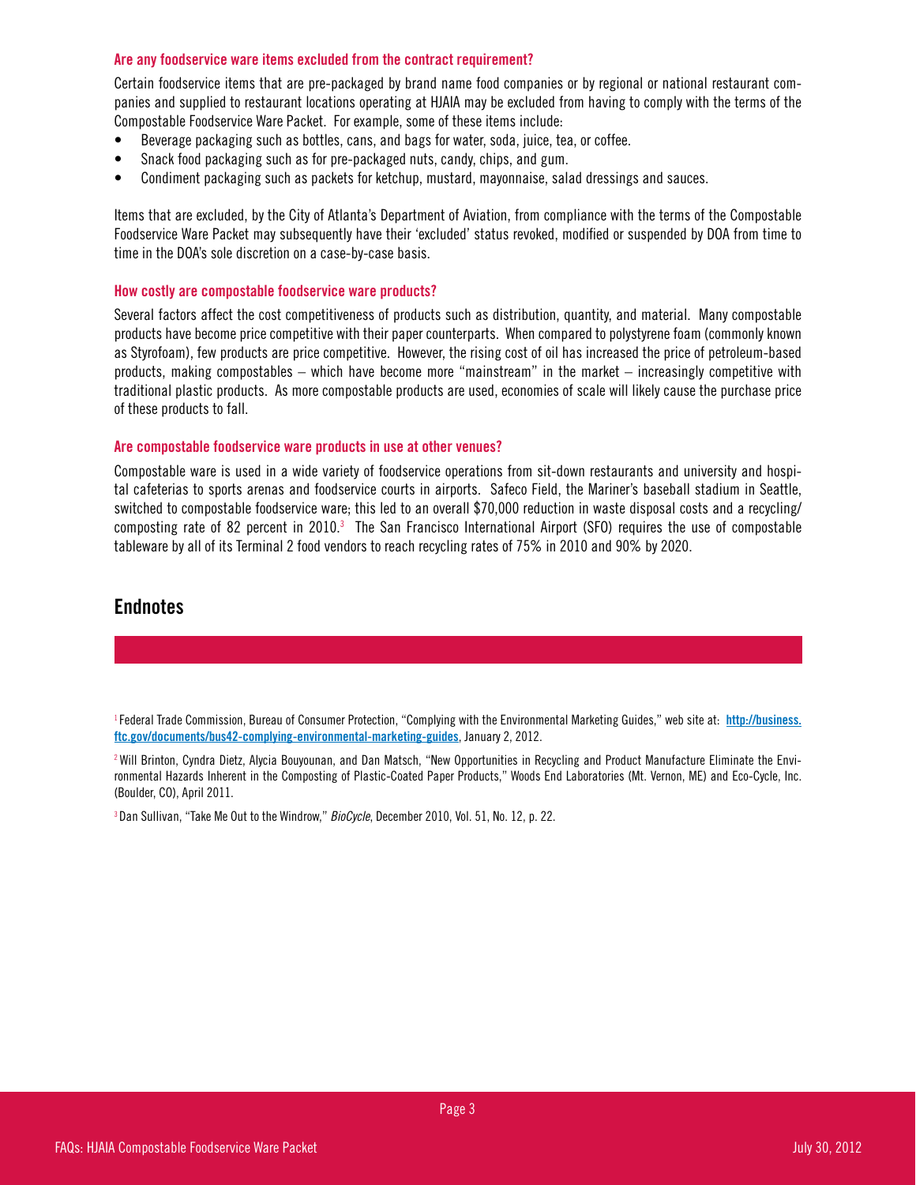### Are any foodservice ware items excluded from the contract requirement?

Certain foodservice items that are pre-packaged by brand name food companies or by regional or national restaurant companies and supplied to restaurant locations operating at HJAIA may be excluded from having to comply with the terms of the Compostable Foodservice Ware Packet. For example, some of these items include:

- Beverage packaging such as bottles, cans, and bags for water, soda, juice, tea, or coffee.
- Snack food packaging such as for pre-packaged nuts, candy, chips, and gum.
- Condiment packaging such as packets for ketchup, mustard, mayonnaise, salad dressings and sauces.

Items that are excluded, by the City of Atlanta's Department of Aviation, from compliance with the terms of the Compostable Foodservice Ware Packet may subsequently have their 'excluded' status revoked, modified or suspended by DOA from time to time in the DOA's sole discretion on a case-by-case basis.

### How costly are compostable foodservice ware products?

Several factors affect the cost competitiveness of products such as distribution, quantity, and material. Many compostable products have become price competitive with their paper counterparts. When compared to polystyrene foam (commonly known as Styrofoam), few products are price competitive. However, the rising cost of oil has increased the price of petroleum-based products, making compostables – which have become more "mainstream" in the market – increasingly competitive with traditional plastic products. As more compostable products are used, economies of scale will likely cause the purchase price of these products to fall.

### Are compostable foodservice ware products in use at other venues?

Compostable ware is used in a wide variety of foodservice operations from sit-down restaurants and university and hospital cafeterias to sports arenas and foodservice courts in airports. Safeco Field, the Mariner's baseball stadium in Seattle, switched to compostable foodservice ware; this led to an overall $70,000 reduction in waste disposal costs and a recycling/composting rate of 82 percent in 2010.[3] The San Francisco International Airport (SFO) requires the use of compostable tableware by all of its Terminal 2 food vendors to reach recycling rates of 75% in 2010 and 90% by 2020.

## Endnotes

[1] Federal Trade Commission, Bureau of Consumer Protection, "Complying with the Environmental Marketing Guides," web site at: [http://business.ftc.gov/documents/bus42-complying-environmental-marketing-guides](http://business.ftc.gov/documents/bus42-complying-environmental-marketing-guides), January 2, 2012.

[2] Will Brinton, Cyndra Dietz, Alycia Bouyounan, and Dan Matsch, "New Opportunities in Recycling and Product Manufacture Eliminate the Environmental Hazards Inherent in the Composting of Plastic-Coated Paper Products," Woods End Laboratories (Mt. Vernon, ME) and Eco-Cycle, Inc. (Boulder, CO), April 2011.

[3] Dan Sullivan, "Take Me Out to the Windrow," *BioCycle*, December 2010, Vol. 51, No. 12, p. 22.